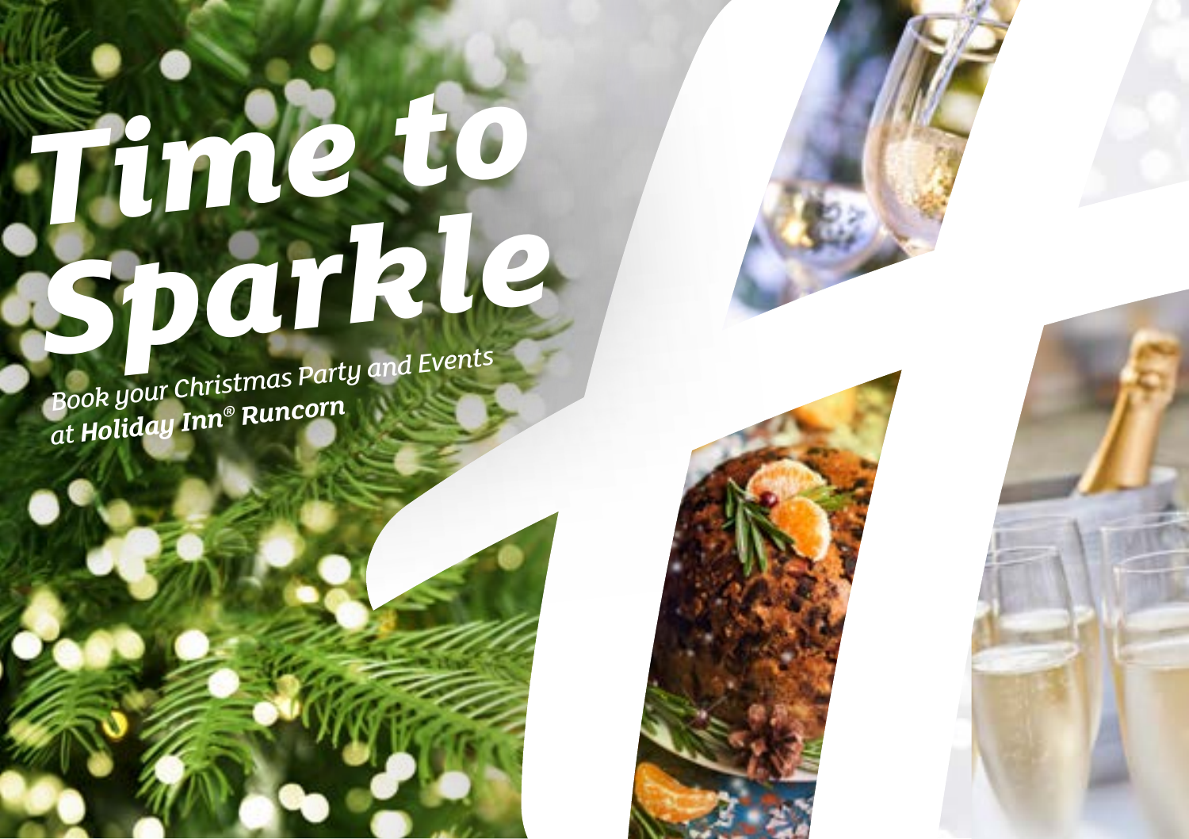# Time to Sparkle

*Book your Christmas Party and Events at **Holiday Inn® Runcorn***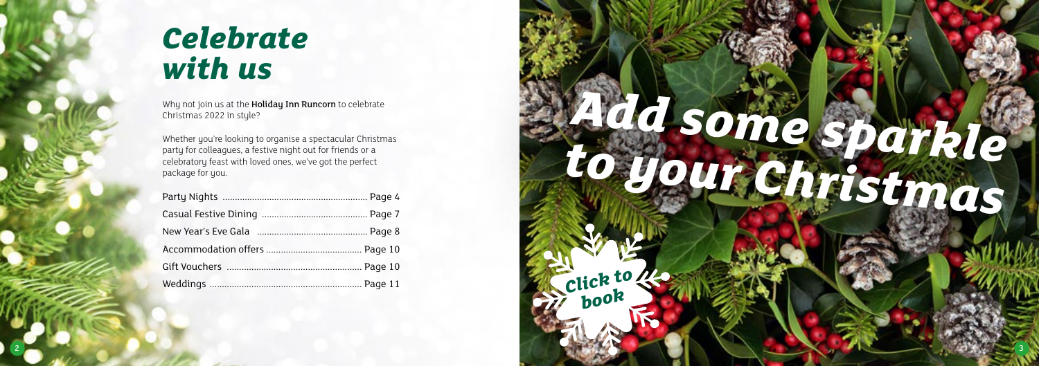# *Celebrate with us*

Why not join us at the **Holiday Inn Runcorn** to celebrate Christmas 2022 in style?

Whether you're looking to organise a spectacular Christmas party for colleagues, a festive night out for friends or a celebratory feast with loved ones, we've got the perfect package for you.

| | |
|---|---|
| Party Nights | Page 4 |
| Casual Festive Dining | Page 7 |
| New Year's Eve Gala | Page 8 |
| Accommodation offers | Page 10 |
| Gift Vouchers | Page 10 |
| Weddings | Page 11 |

# *Add some sparkle to your Christmas*

*Click to book*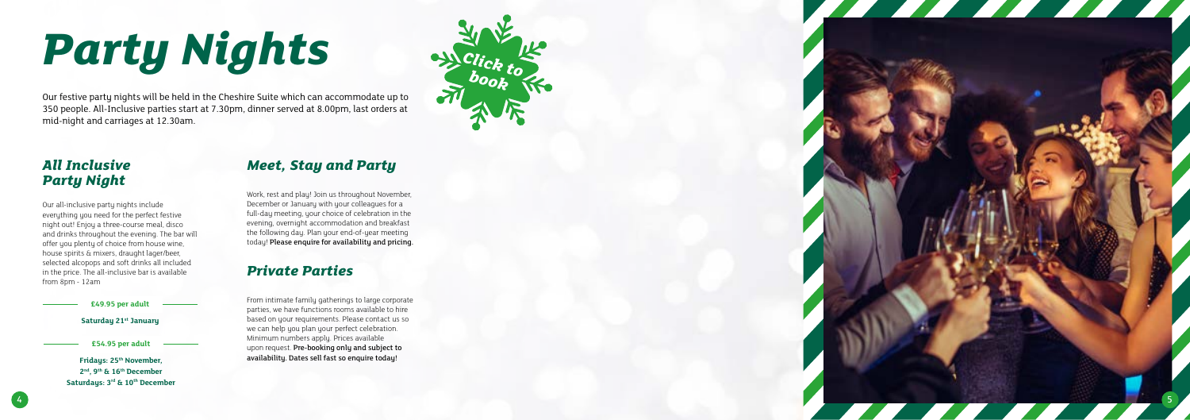# Party Nights

Our festive party nights will be held in the Cheshire Suite which can accommodate up to 350 people. All-Inclusive parties start at 7.30pm, dinner served at 8.00pm, last orders at mid-night and carriages at 12.30am.

Click to book

## All Inclusive Party Night

Our all-inclusive party nights include everything you need for the perfect festive night out! Enjoy a three-course meal, disco and drinks throughout the evening. The bar will offer you plenty of choice from house wine, house spirits & mixers, draught lager/beer, selected alcopops and soft drinks all included in the price. The all-inclusive bar is available from 8pm - 12am

**£49.95 per adult**

**Saturday 21st January**

**£54.95 per adult**

**Fridays: 25th November, 2nd, 9th & 16th December**
**Saturdays: 3rd & 10th December**

## Meet, Stay and Party

Work, rest and play! Join us throughout November, December or January with your colleagues for a full-day meeting, your choice of celebration in the evening, overnight accommodation and breakfast the following day. Plan your end-of-year meeting today! **Please enquire for availability and pricing.**

## Private Parties

From intimate family gatherings to large corporate parties, we have functions rooms available to hire based on your requirements. Please contact us so we can help you plan your perfect celebration. Minimum numbers apply. Prices available upon request. **Pre-booking only and subject to availability. Dates sell fast so enquire today!**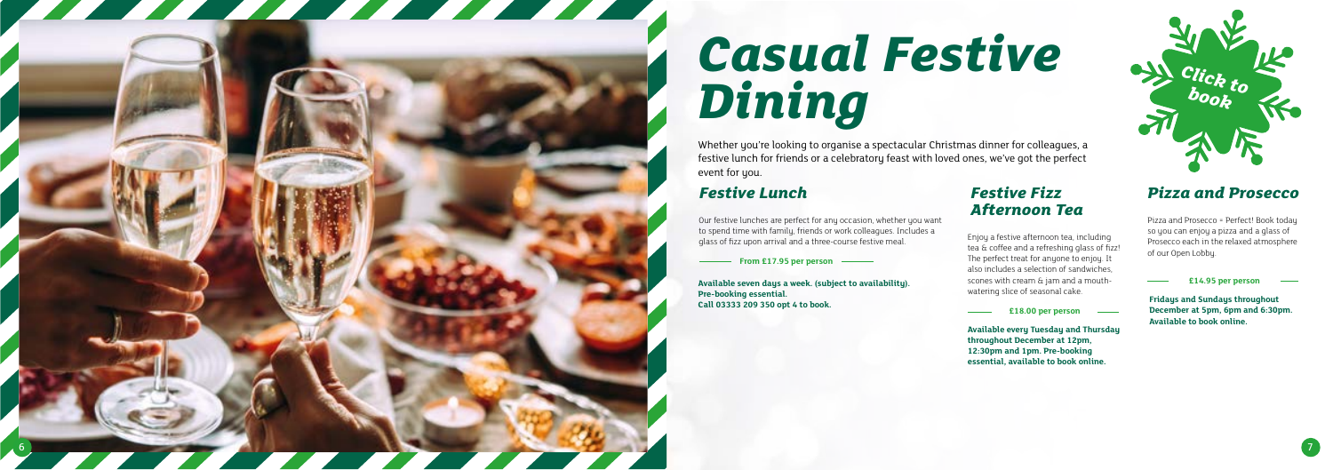# Casual Festive Dining

Click to book

Whether you're looking to organise a spectacular Christmas dinner for colleagues, a festive lunch for friends or a celebratory feast with loved ones, we've got the perfect event for you.

## Festive Lunch

Our festive lunches are perfect for any occasion, whether you want to spend time with family, friends or work colleagues. Includes a glass of fizz upon arrival and a three-course festive meal.

**From £17.95 per person**

**Available seven days a week. (subject to availability). Pre-booking essential. Call 03333 209 350 opt 4 to book.**

## Festive Fizz Afternoon Tea

Enjoy a festive afternoon tea, including tea & coffee and a refreshing glass of fizz! The perfect treat for anyone to enjoy. It also includes a selection of sandwiches, scones with cream & jam and a mouth-watering slice of seasonal cake.

**£18.00 per person**

**Available every Tuesday and Thursday throughout December at 12pm, 12:30pm and 1pm. Pre-booking essential, available to book online.**

## Pizza and Prosecco

Pizza and Prosecco = Perfect! Book today so you can enjoy a pizza and a glass of Prosecco each in the relaxed atmosphere of our Open Lobby.

**£14.95 per person**

**Fridays and Sundays throughout December at 5pm, 6pm and 6:30pm. Available to book online.**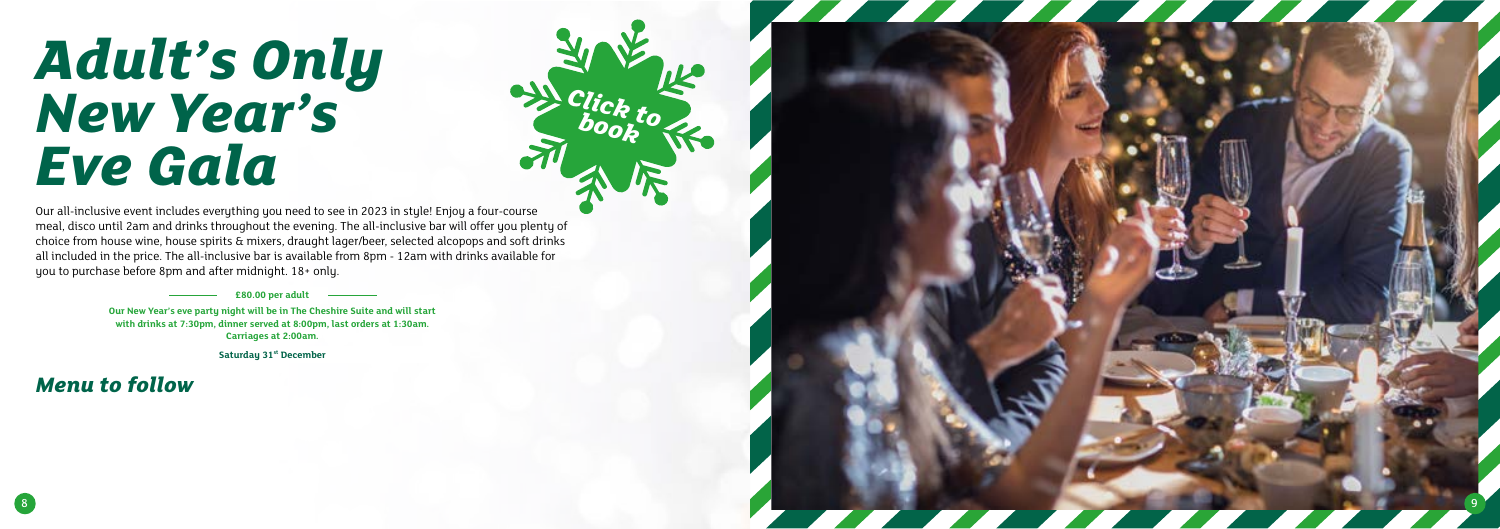# *Adult's Only New Year's Eve Gala*

*Click to book*

Our all-inclusive event includes everything you need to see in 2023 in style! Enjoy a four-course meal, disco until 2am and drinks throughout the evening. The all-inclusive bar will offer you plenty of choice from house wine, house spirits & mixers, draught lager/beer, selected alcopops and soft drinks all included in the price. The all-inclusive bar is available from 8pm - 12am with drinks available for you to purchase before 8pm and after midnight. 18+ only.

**£80.00 per adult**

**Our New Year's eve party night will be in The Cheshire Suite and will start with drinks at 7:30pm, dinner served at 8:00pm, last orders at 1:30am. Carriages at 2:00am.**

**Saturday 31st December**

## *Menu to follow*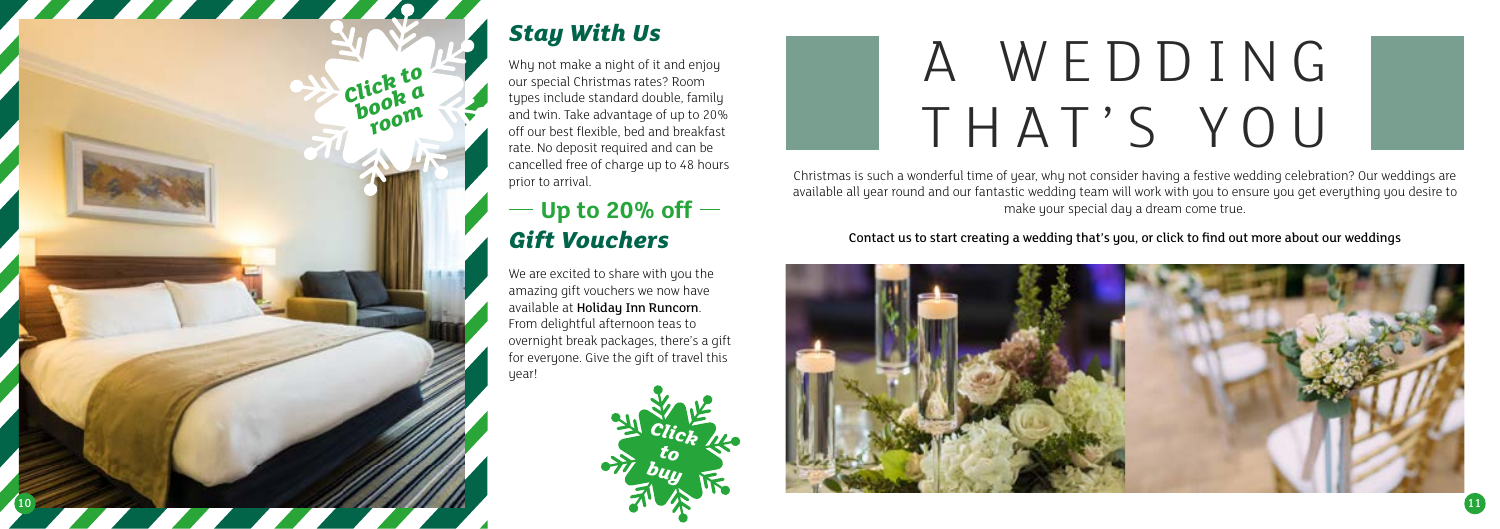Click to book a room

## *Stay With Us*

Why not make a night of it and enjoy our special Christmas rates? Room types include standard double, family and twin. Take advantage of up to 20% off our best flexible, bed and breakfast rate. No deposit required and can be cancelled free of charge up to 48 hours prior to arrival.

## — Up to 20% off —

## *Gift Vouchers*

We are excited to share with you the amazing gift vouchers we now have available at **Holiday Inn Runcorn**. From delightful afternoon teas to overnight break packages, there's a gift for everyone. Give the gift of travel this year!

Click to buy

# A WEDDING THAT'S YOU

Christmas is such a wonderful time of year, why not consider having a festive wedding celebration? Our weddings are available all year round and our fantastic wedding team will work with you to ensure you get everything you desire to make your special day a dream come true.

Contact us to start creating a wedding that's you, or click to find out more about our weddings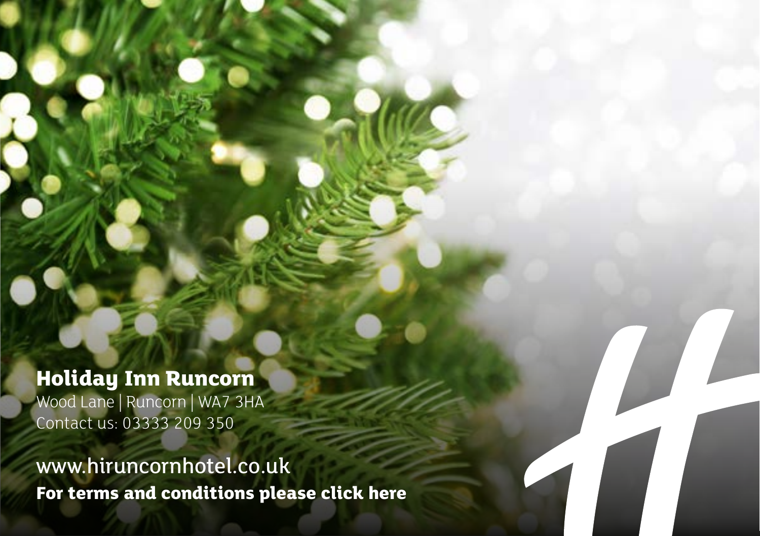**Holiday Inn Runcorn**

Wood Lane | Runcorn | WA7 3HA

Contact us: 03333 209 350

www.hiruncornhotel.co.uk

**For terms and conditions please click here**